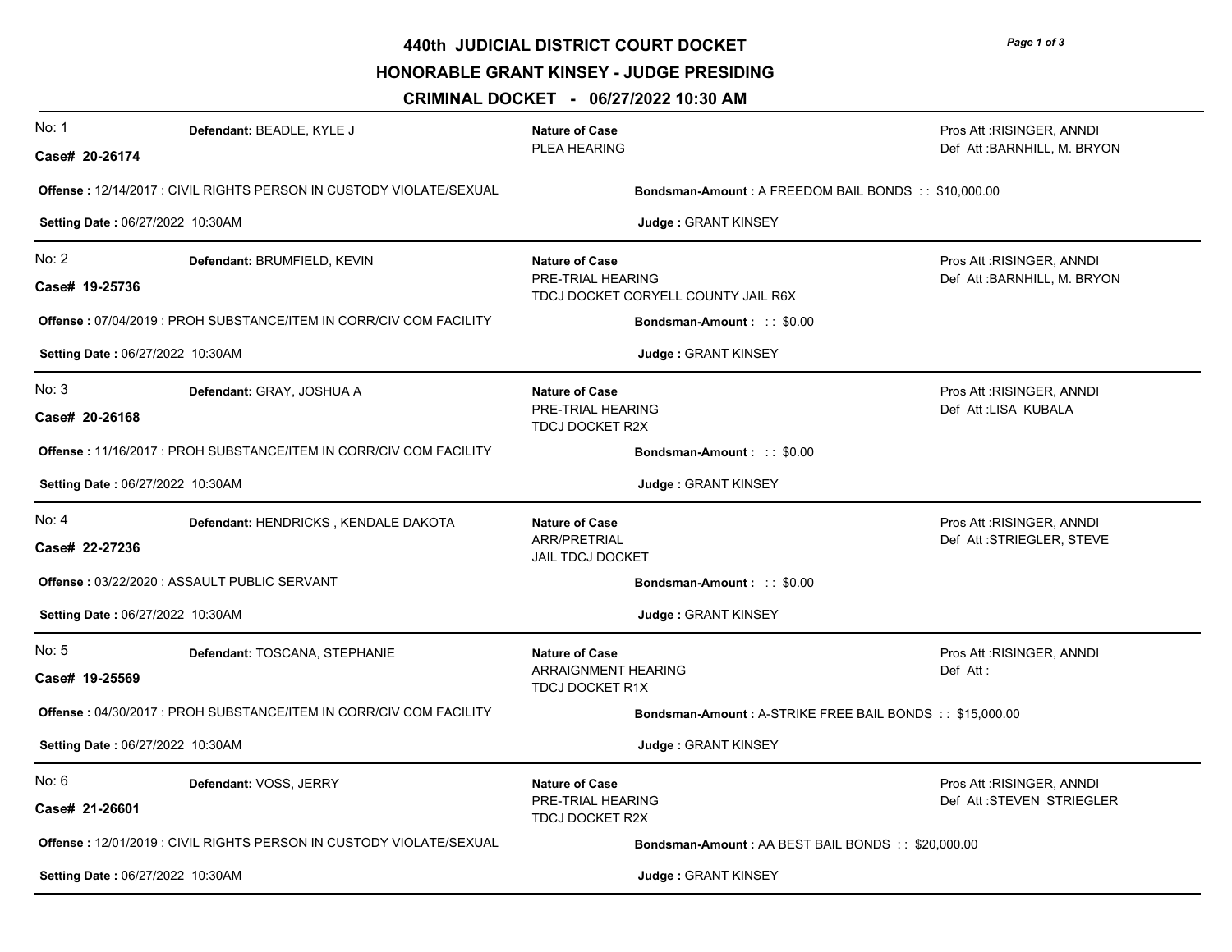# 440th JUDICIAL DISTRICT COURT DOCKET

## HONORABLE GRANT KINSEY - JUDGE PRESIDING

## CRIMINAL DOCKET - 06/27/2022 10:30 AM

---

**No: 1** | **Case# 20-26174**

**Defendant:** BEADLE, KYLE J

**Nature of Case**
PLEA HEARING

Pros Att :RISINGER, ANNDI
Def Att :BARNHILL, M. BRYON

**Offense :** 12/14/2017 : CIVIL RIGHTS PERSON IN CUSTODY VIOLATE/SEXUAL

**Bondsman-Amount :** A FREEDOM BAIL BONDS : : $10,000.00

**Setting Date :** 06/27/2022 10:30AM

**Judge :** GRANT KINSEY

---

**No: 2** | **Case# 19-25736**

**Defendant:** BRUMFIELD, KEVIN

**Nature of Case**
PRE-TRIAL HEARING
TDCJ DOCKET CORYELL COUNTY JAIL R6X

Pros Att :RISINGER, ANNDI
Def Att :BARNHILL, M. BRYON

**Offense :** 07/04/2019 : PROH SUBSTANCE/ITEM IN CORR/CIV COM FACILITY

**Bondsman-Amount :** : : $0.00

**Setting Date :** 06/27/2022 10:30AM

**Judge :** GRANT KINSEY

---

**No: 3** | **Case# 20-26168**

**Defendant:** GRAY, JOSHUA A

**Nature of Case**
PRE-TRIAL HEARING
TDCJ DOCKET R2X

Pros Att :RISINGER, ANNDI
Def Att :LISA KUBALA

**Offense :** 11/16/2017 : PROH SUBSTANCE/ITEM IN CORR/CIV COM FACILITY

**Bondsman-Amount :** : : $0.00

**Setting Date :** 06/27/2022 10:30AM

**Judge :** GRANT KINSEY

---

**No: 4** | **Case# 22-27236**

**Defendant:** HENDRICKS , KENDALE DAKOTA

**Nature of Case**
ARR/PRETRIAL
JAIL TDCJ DOCKET

Pros Att :RISINGER, ANNDI
Def Att :STRIEGLER, STEVE

**Offense :** 03/22/2020 : ASSAULT PUBLIC SERVANT

**Bondsman-Amount :** : : $0.00

**Setting Date :** 06/27/2022 10:30AM

**Judge :** GRANT KINSEY

---

**No: 5** | **Case# 19-25569**

**Defendant:** TOSCANA, STEPHANIE

**Nature of Case**
ARRAIGNMENT HEARING
TDCJ DOCKET R1X

Pros Att :RISINGER, ANNDI
Def Att :

**Offense :** 04/30/2017 : PROH SUBSTANCE/ITEM IN CORR/CIV COM FACILITY

**Bondsman-Amount :** A-STRIKE FREE BAIL BONDS : : $15,000.00

**Setting Date :** 06/27/2022 10:30AM

**Judge :** GRANT KINSEY

---

**No: 6** | **Case# 21-26601**

**Defendant:** VOSS, JERRY

**Nature of Case**
PRE-TRIAL HEARING
TDCJ DOCKET R2X

Pros Att :RISINGER, ANNDI
Def Att :STEVEN STRIEGLER

**Offense :** 12/01/2019 : CIVIL RIGHTS PERSON IN CUSTODY VIOLATE/SEXUAL

**Bondsman-Amount :** AA BEST BAIL BONDS : : $20,000.00

**Setting Date :** 06/27/2022 10:30AM

**Judge :** GRANT KINSEY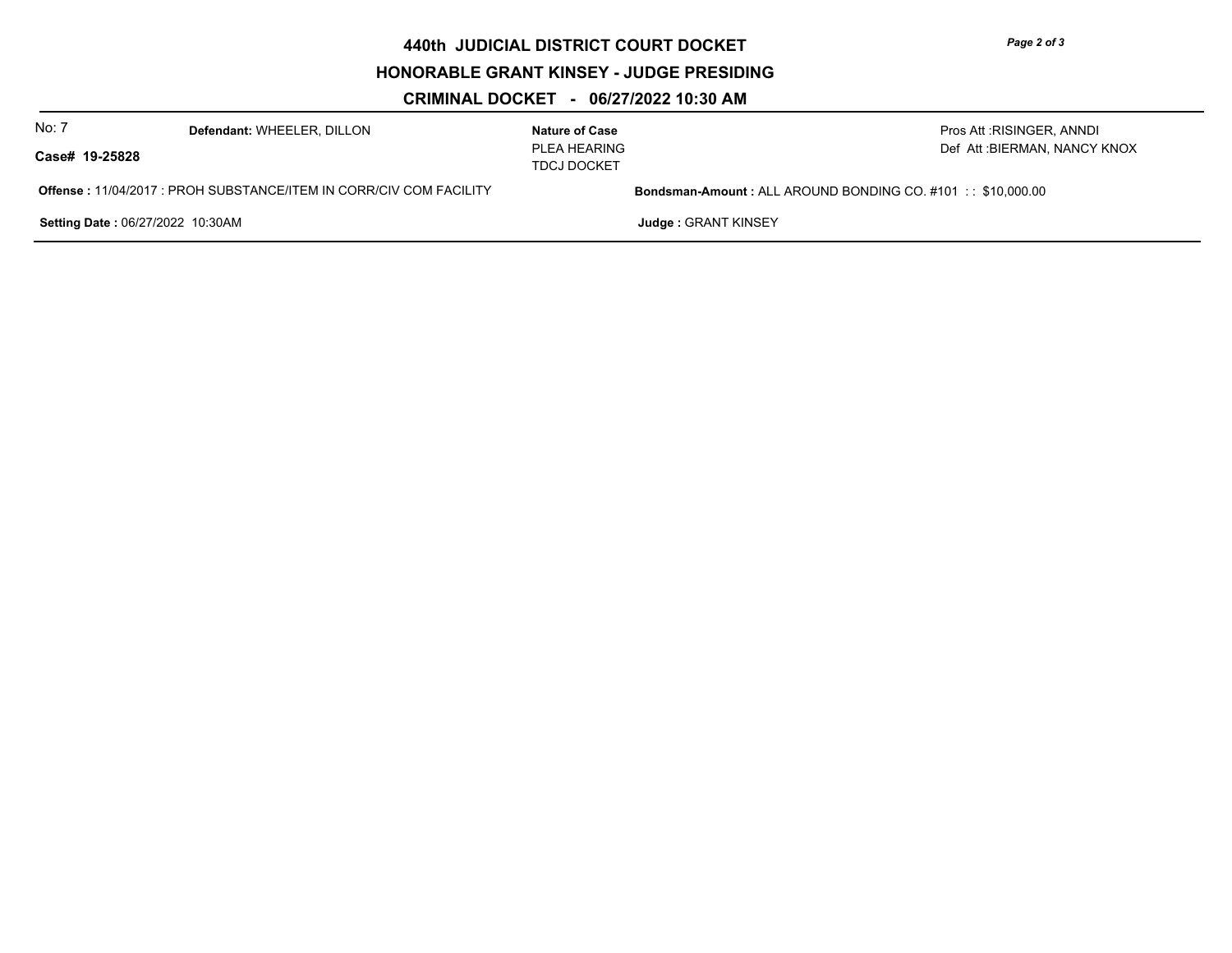# 440th JUDICIAL DISTRICT COURT DOCKET

## HONORABLE GRANT KINSEY - JUDGE PRESIDING

## CRIMINAL DOCKET - 06/27/2022 10:30 AM

No: 7

**Case# 19-25828**

**Defendant:** WHEELER, DILLON

**Nature of Case**
PLEA HEARING
TDCJ DOCKET

Pros Att :RISINGER, ANNDI
Def Att :BIERMAN, NANCY KNOX

**Offense :** 11/04/2017 : PROH SUBSTANCE/ITEM IN CORR/CIV COM FACILITY

**Bondsman-Amount :** ALL AROUND BONDING CO. #101 : : $10,000.00

**Setting Date :** 06/27/2022 10:30AM

**Judge :** GRANT KINSEY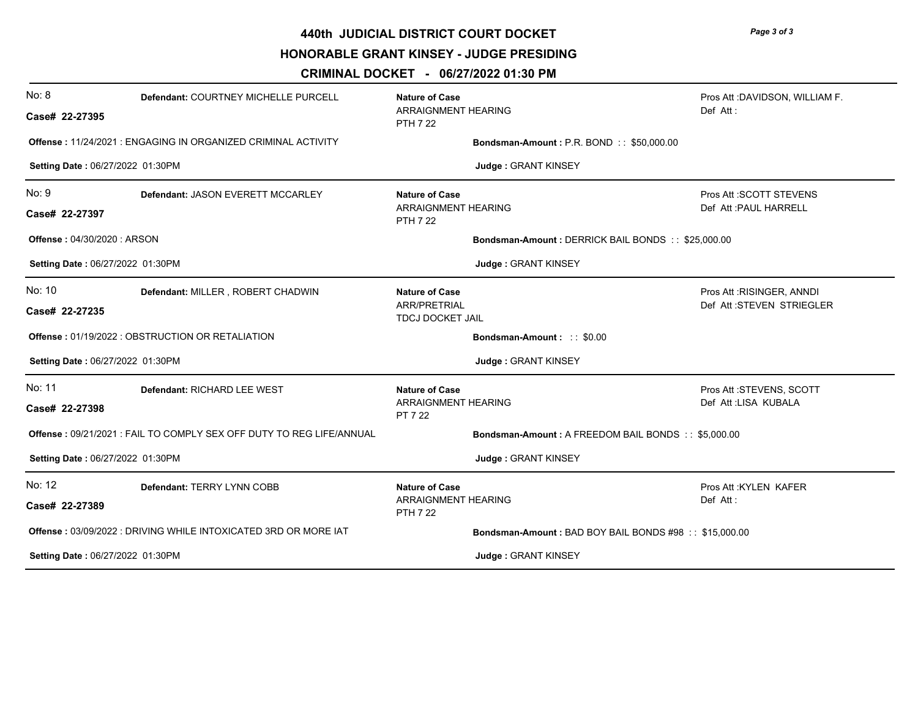# 440th JUDICIAL DISTRICT COURT DOCKET

## HONORABLE GRANT KINSEY - JUDGE PRESIDING

## CRIMINAL DOCKET - 06/27/2022 01:30 PM

---

No: 8 **Defendant:** COURTNEY MICHELLE PURCELL

**Case# 22-27395**

**Nature of Case**
ARRAIGNMENT HEARING
PTH 7 22

Pros Att :DAVIDSON, WILLIAM F.
Def Att :

**Offense :** 11/24/2021 : ENGAGING IN ORGANIZED CRIMINAL ACTIVITY

**Bondsman-Amount :** P.R. BOND : : $50,000.00

**Setting Date :** 06/27/2022 01:30PM

**Judge :** GRANT KINSEY

---

No: 9 **Defendant:** JASON EVERETT MCCARLEY

**Case# 22-27397**

**Nature of Case**
ARRAIGNMENT HEARING
PTH 7 22

Pros Att :SCOTT STEVENS
Def Att :PAUL HARRELL

**Offense :** 04/30/2020 : ARSON

**Bondsman-Amount :** DERRICK BAIL BONDS : : $25,000.00

**Setting Date :** 06/27/2022 01:30PM

**Judge :** GRANT KINSEY

---

No: 10 **Defendant:** MILLER , ROBERT CHADWIN

**Case# 22-27235**

**Nature of Case**
ARR/PRETRIAL
TDCJ DOCKET JAIL

Pros Att :RISINGER, ANNDI
Def Att :STEVEN STRIEGLER

**Offense :** 01/19/2022 : OBSTRUCTION OR RETALIATION

**Bondsman-Amount :** : : $0.00

**Setting Date :** 06/27/2022 01:30PM

**Judge :** GRANT KINSEY

---

No: 11 **Defendant:** RICHARD LEE WEST

**Case# 22-27398**

**Nature of Case**
ARRAIGNMENT HEARING
PT 7 22

Pros Att :STEVENS, SCOTT
Def Att :LISA KUBALA

**Offense :** 09/21/2021 : FAIL TO COMPLY SEX OFF DUTY TO REG LIFE/ANNUAL

**Bondsman-Amount :** A FREEDOM BAIL BONDS : : $5,000.00

**Setting Date :** 06/27/2022 01:30PM

**Judge :** GRANT KINSEY

---

No: 12 **Defendant:** TERRY LYNN COBB

**Case# 22-27389**

**Nature of Case**
ARRAIGNMENT HEARING
PTH 7 22

Pros Att :KYLEN KAFER
Def Att :

**Offense :** 03/09/2022 : DRIVING WHILE INTOXICATED 3RD OR MORE IAT

**Bondsman-Amount :** BAD BOY BAIL BONDS #98 : : $15,000.00

**Setting Date :** 06/27/2022 01:30PM

**Judge :** GRANT KINSEY